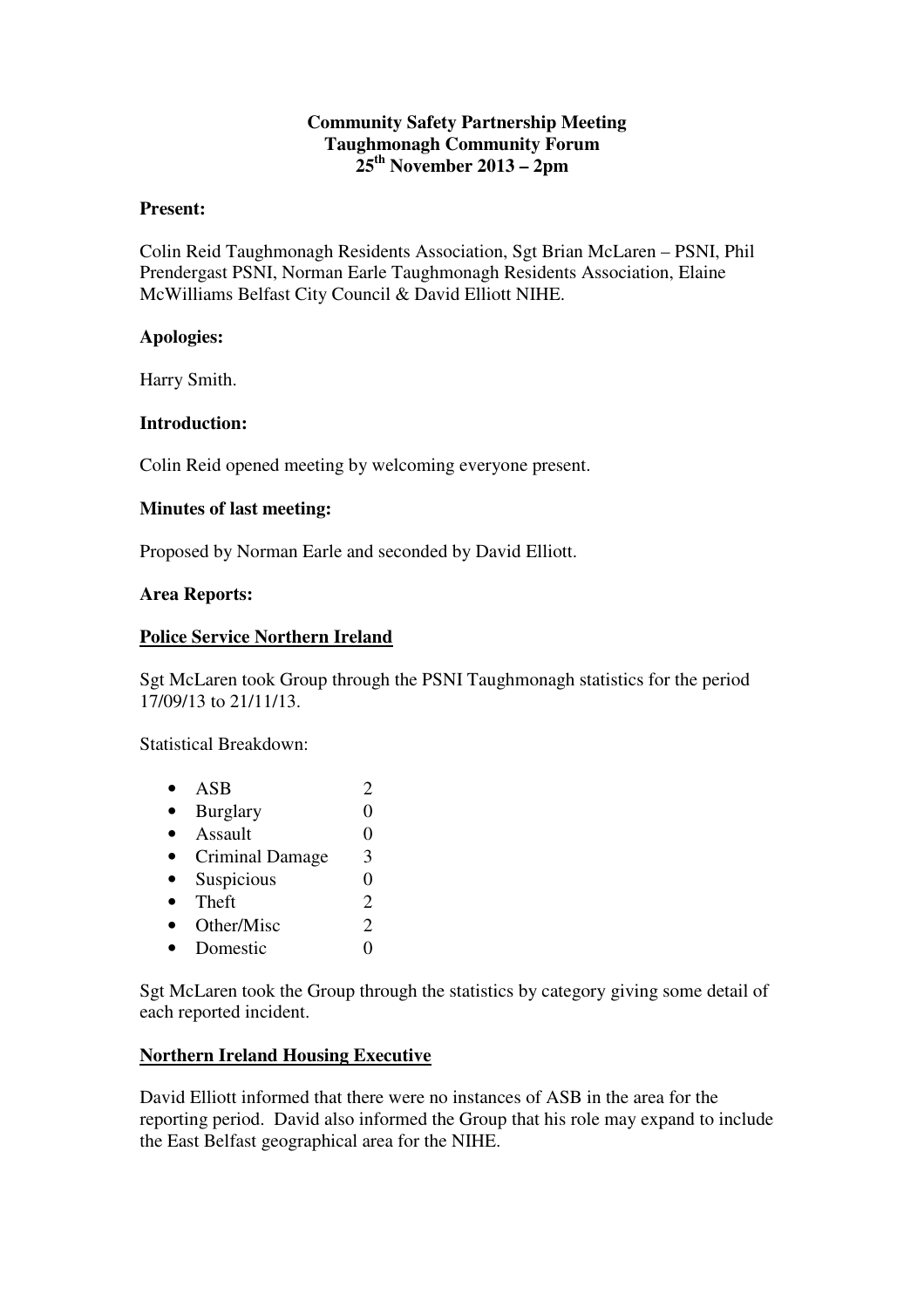**Community Safety Partnership Meeting**
**Taughmonagh Community Forum**
**25th November 2013 – 2pm**

**Present:**

Colin Reid Taughmonagh Residents Association, Sgt Brian McLaren – PSNI, Phil Prendergast PSNI, Norman Earle Taughmonagh Residents Association, Elaine McWilliams Belfast City Council & David Elliott NIHE.

**Apologies:**

Harry Smith.

**Introduction:**

Colin Reid opened meeting by welcoming everyone present.

**Minutes of last meeting:**

Proposed by Norman Earle and seconded by David Elliott.

**Area Reports:**

**Police Service Northern Ireland**

Sgt McLaren took Group through the PSNI Taughmonagh statistics for the period 17/09/13 to 21/11/13.

Statistical Breakdown:

- ASB 2
- Burglary 0
- Assault 0
- Criminal Damage 3
- Suspicious 0
- Theft 2
- Other/Misc 2
- Domestic 0

Sgt McLaren took the Group through the statistics by category giving some detail of each reported incident.

**Northern Ireland Housing Executive**

David Elliott informed that there were no instances of ASB in the area for the reporting period. David also informed the Group that his role may expand to include the East Belfast geographical area for the NIHE.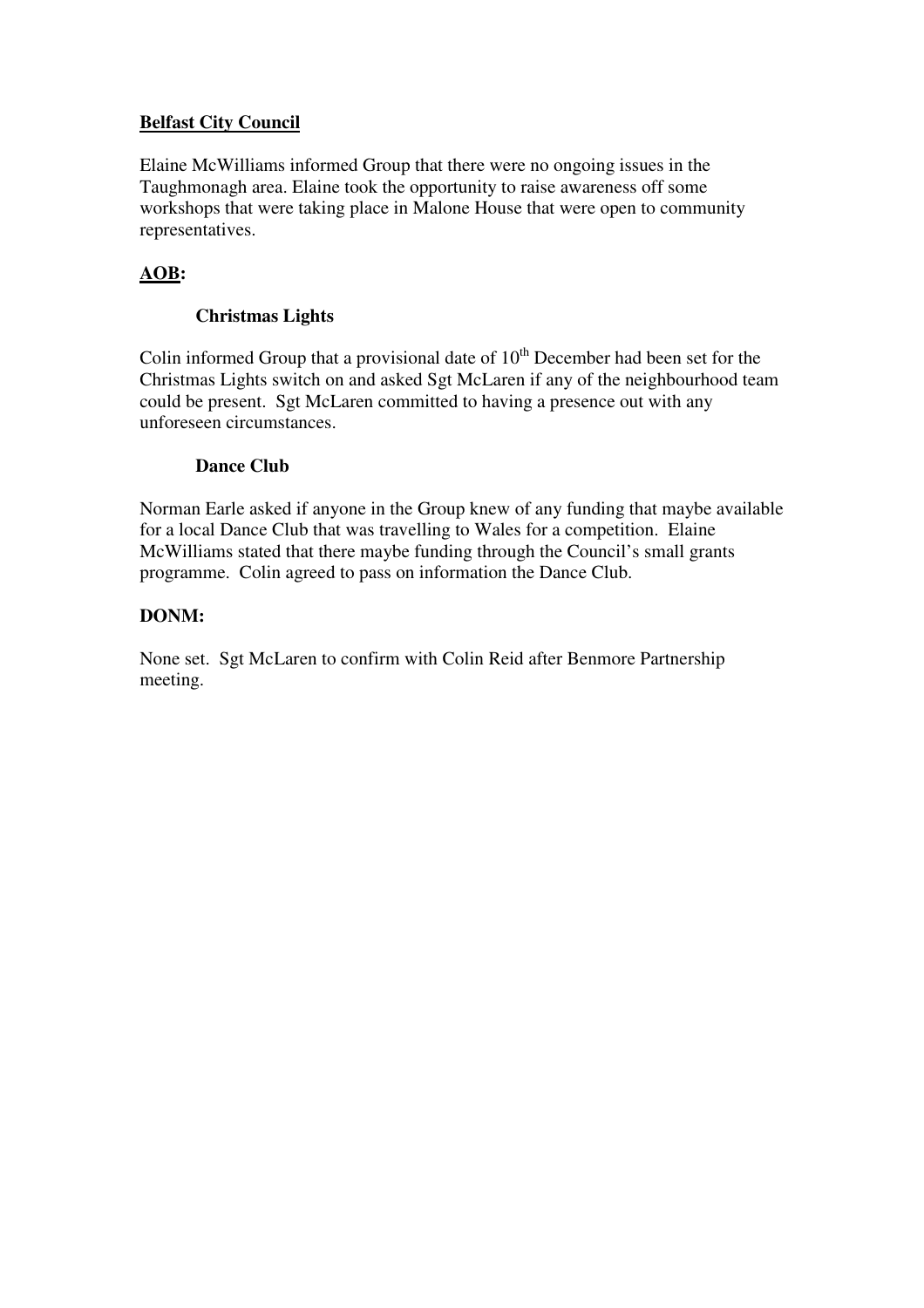**Belfast City Council**

Elaine McWilliams informed Group that there were no ongoing issues in the Taughmonagh area. Elaine took the opportunity to raise awareness off some workshops that were taking place in Malone House that were open to community representatives.

**AOB:**

**Christmas Lights**

Colin informed Group that a provisional date of 10th December had been set for the Christmas Lights switch on and asked Sgt McLaren if any of the neighbourhood team could be present. Sgt McLaren committed to having a presence out with any unforeseen circumstances.

**Dance Club**

Norman Earle asked if anyone in the Group knew of any funding that maybe available for a local Dance Club that was travelling to Wales for a competition. Elaine McWilliams stated that there maybe funding through the Council's small grants programme. Colin agreed to pass on information the Dance Club.

**DONM:**

None set. Sgt McLaren to confirm with Colin Reid after Benmore Partnership meeting.